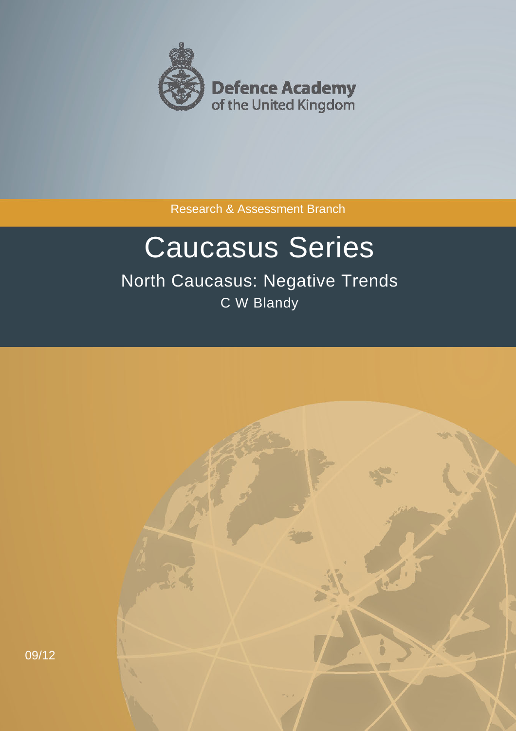Defence Academy of the United Kingdom

Research & Assessment Branch

# Caucasus Series

## North Caucasus: Negative Trends

C W Blandy

09/12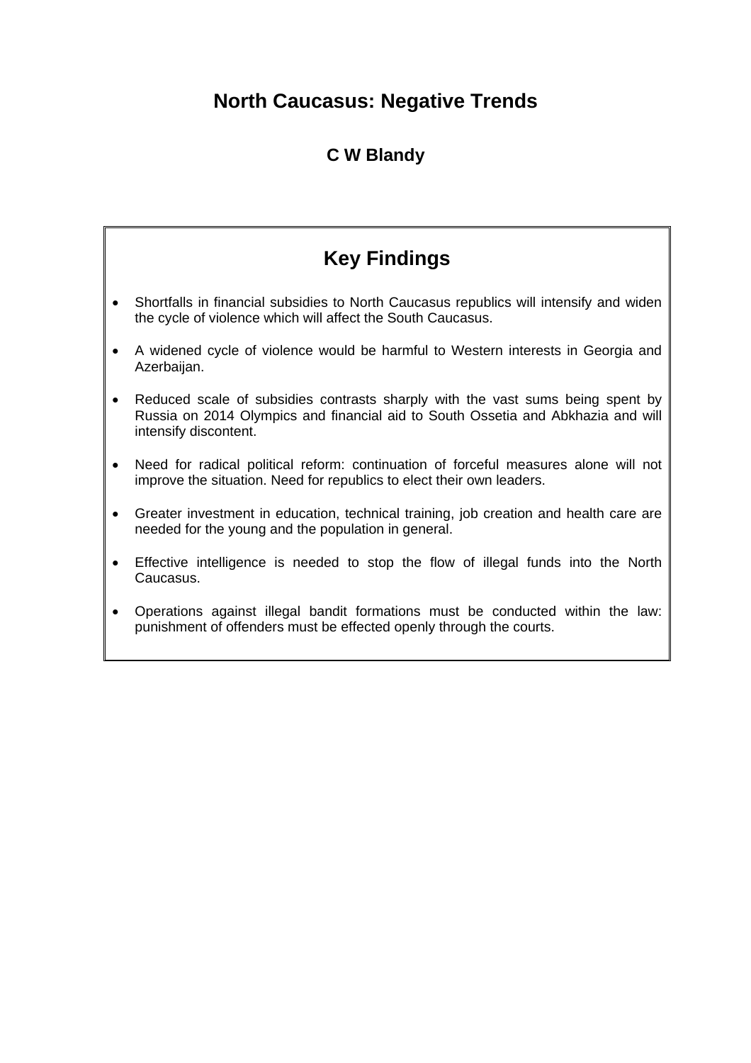# North Caucasus: Negative Trends

### C W Blandy

## Key Findings

- Shortfalls in financial subsidies to North Caucasus republics will intensify and widen the cycle of violence which will affect the South Caucasus.
- A widened cycle of violence would be harmful to Western interests in Georgia and Azerbaijan.
- Reduced scale of subsidies contrasts sharply with the vast sums being spent by Russia on 2014 Olympics and financial aid to South Ossetia and Abkhazia and will intensify discontent.
- Need for radical political reform: continuation of forceful measures alone will not improve the situation. Need for republics to elect their own leaders.
- Greater investment in education, technical training, job creation and health care are needed for the young and the population in general.
- Effective intelligence is needed to stop the flow of illegal funds into the North Caucasus.
- Operations against illegal bandit formations must be conducted within the law: punishment of offenders must be effected openly through the courts.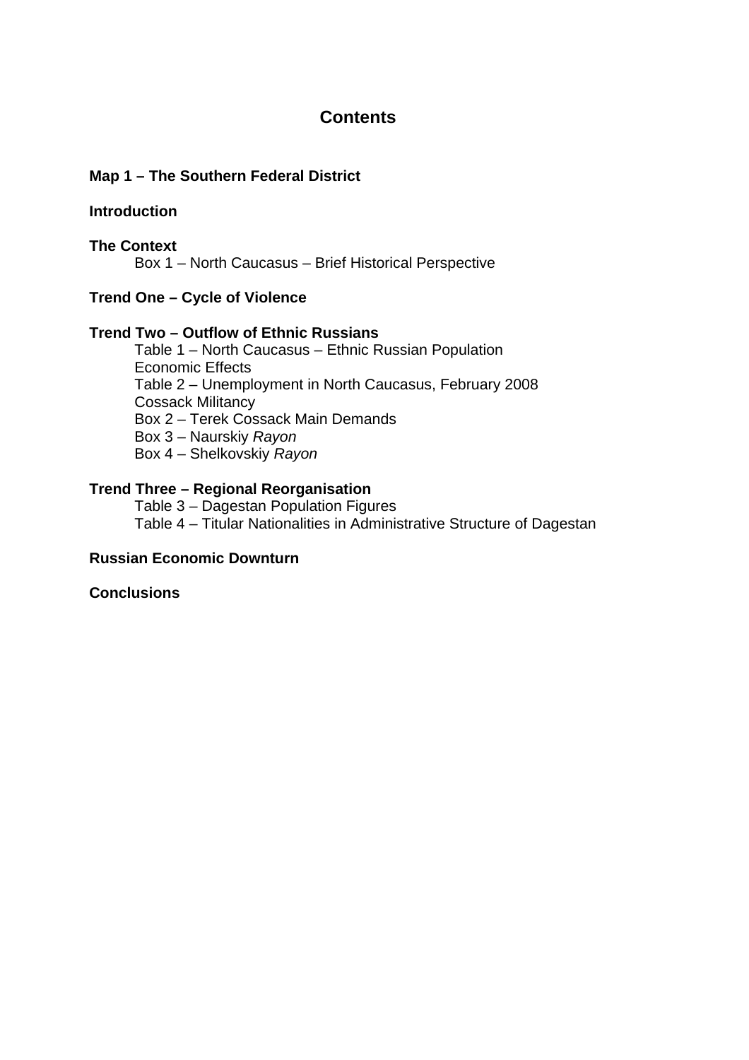# Contents

**Map 1 – The Southern Federal District**

**Introduction**

**The Context**

  Box 1 – North Caucasus – Brief Historical Perspective

**Trend One – Cycle of Violence**

**Trend Two – Outflow of Ethnic Russians**

  Table 1 – North Caucasus – Ethnic Russian Population
  Economic Effects
  Table 2 – Unemployment in North Caucasus, February 2008
  Cossack Militancy
  Box 2 – Terek Cossack Main Demands
  Box 3 – Naurskiy *Rayon*
  Box 4 – Shelkovskiy *Rayon*

**Trend Three – Regional Reorganisation**

  Table 3 – Dagestan Population Figures
  Table 4 – Titular Nationalities in Administrative Structure of Dagestan

**Russian Economic Downturn**

**Conclusions**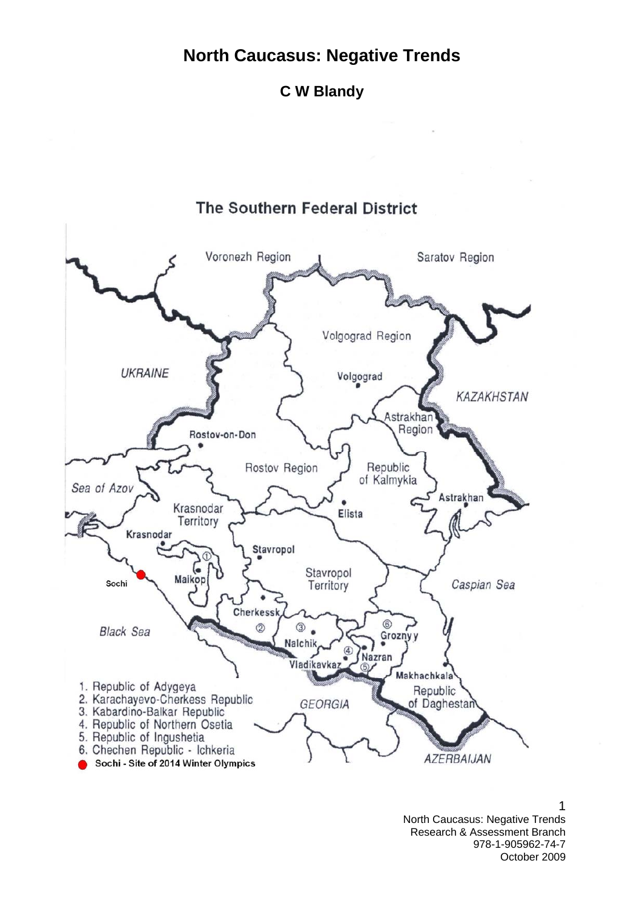# North Caucasus: Negative Trends

## C W Blandy

### The Southern Federal District

1. Republic of Adygeya
2. Karachayevo-Cherkess Republic
3. Kabardino-Balkar Republic
4. Republic of Northern Osetia
5. Republic of Ingushetia
6. Chechen Republic - Ichkeria

Sochi - Site of 2014 Winter Olympics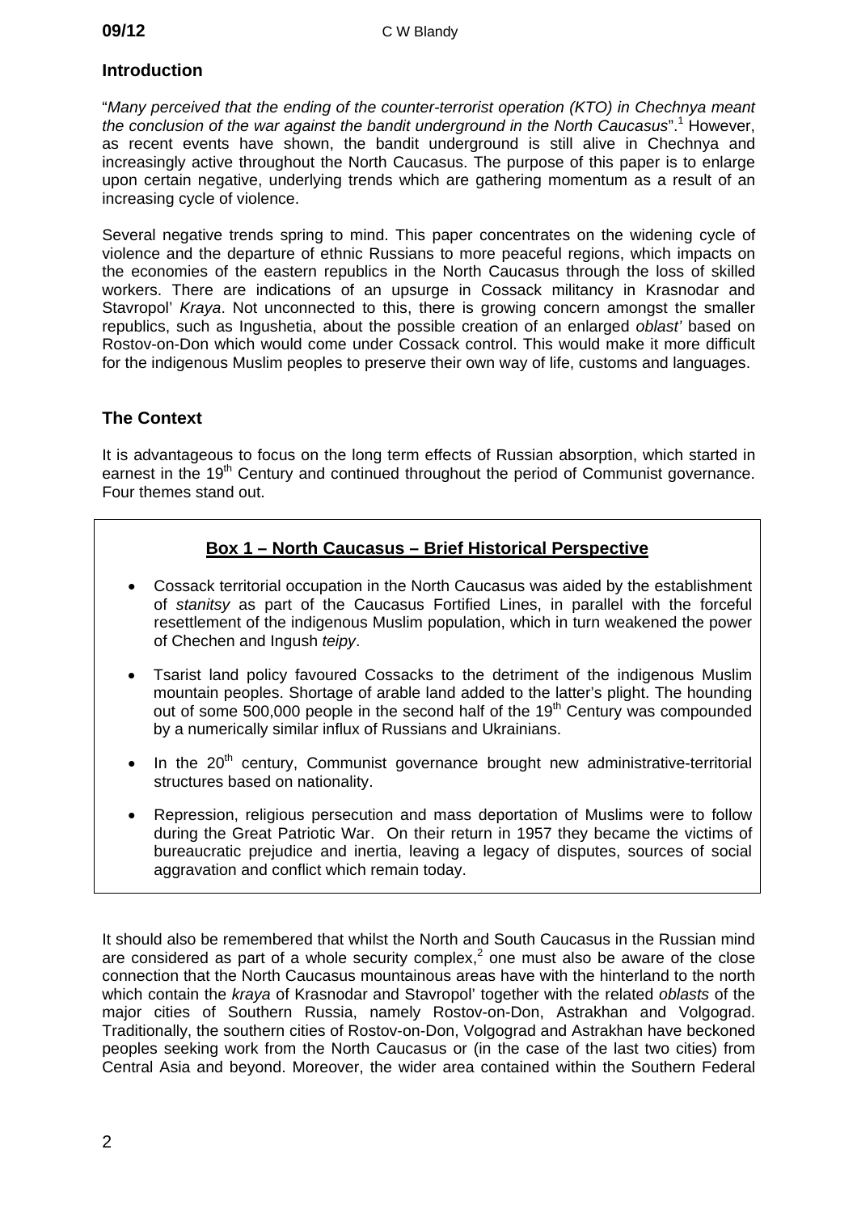## Introduction

"*Many perceived that the ending of the counter-terrorist operation (KTO) in Chechnya meant the conclusion of the war against the bandit underground in the North Caucasus*".[1] However, as recent events have shown, the bandit underground is still alive in Chechnya and increasingly active throughout the North Caucasus. The purpose of this paper is to enlarge upon certain negative, underlying trends which are gathering momentum as a result of an increasing cycle of violence.

Several negative trends spring to mind. This paper concentrates on the widening cycle of violence and the departure of ethnic Russians to more peaceful regions, which impacts on the economies of the eastern republics in the North Caucasus through the loss of skilled workers. There are indications of an upsurge in Cossack militancy in Krasnodar and Stavropol' *Kraya*. Not unconnected to this, there is growing concern amongst the smaller republics, such as Ingushetia, about the possible creation of an enlarged *oblast'* based on Rostov-on-Don which would come under Cossack control. This would make it more difficult for the indigenous Muslim peoples to preserve their own way of life, customs and languages.

## The Context

It is advantageous to focus on the long term effects of Russian absorption, which started in earnest in the 19th Century and continued throughout the period of Communist governance. Four themes stand out.

### Box 1 – North Caucasus – Brief Historical Perspective

- Cossack territorial occupation in the North Caucasus was aided by the establishment of *stanitsy* as part of the Caucasus Fortified Lines, in parallel with the forceful resettlement of the indigenous Muslim population, which in turn weakened the power of Chechen and Ingush *teipy*.
- Tsarist land policy favoured Cossacks to the detriment of the indigenous Muslim mountain peoples. Shortage of arable land added to the latter's plight. The hounding out of some 500,000 people in the second half of the 19th Century was compounded by a numerically similar influx of Russians and Ukrainians.
- In the 20th century, Communist governance brought new administrative-territorial structures based on nationality.
- Repression, religious persecution and mass deportation of Muslims were to follow during the Great Patriotic War. On their return in 1957 they became the victims of bureaucratic prejudice and inertia, leaving a legacy of disputes, sources of social aggravation and conflict which remain today.

It should also be remembered that whilst the North and South Caucasus in the Russian mind are considered as part of a whole security complex,[2] one must also be aware of the close connection that the North Caucasus mountainous areas have with the hinterland to the north which contain the *kraya* of Krasnodar and Stavropol' together with the related *oblasts* of the major cities of Southern Russia, namely Rostov-on-Don, Astrakhan and Volgograd. Traditionally, the southern cities of Rostov-on-Don, Volgograd and Astrakhan have beckoned peoples seeking work from the North Caucasus or (in the case of the last two cities) from Central Asia and beyond. Moreover, the wider area contained within the Southern Federal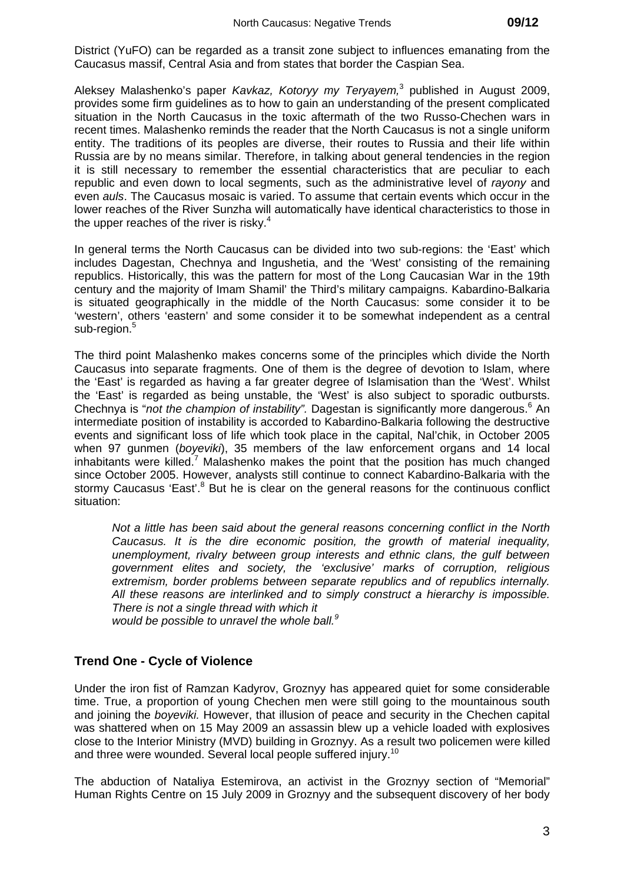District (YuFO) can be regarded as a transit zone subject to influences emanating from the Caucasus massif, Central Asia and from states that border the Caspian Sea.

Aleksey Malashenko's paper *Kavkaz, Kotoryy my Teryayem,*[3] published in August 2009, provides some firm guidelines as to how to gain an understanding of the present complicated situation in the North Caucasus in the toxic aftermath of the two Russo-Chechen wars in recent times. Malashenko reminds the reader that the North Caucasus is not a single uniform entity. The traditions of its peoples are diverse, their routes to Russia and their life within Russia are by no means similar. Therefore, in talking about general tendencies in the region it is still necessary to remember the essential characteristics that are peculiar to each republic and even down to local segments, such as the administrative level of *rayony* and even *auls*. The Caucasus mosaic is varied. To assume that certain events which occur in the lower reaches of the River Sunzha will automatically have identical characteristics to those in the upper reaches of the river is risky.[4]

In general terms the North Caucasus can be divided into two sub-regions: the 'East' which includes Dagestan, Chechnya and Ingushetia, and the 'West' consisting of the remaining republics. Historically, this was the pattern for most of the Long Caucasian War in the 19th century and the majority of Imam Shamil' the Third's military campaigns. Kabardino-Balkaria is situated geographically in the middle of the North Caucasus: some consider it to be 'western', others 'eastern' and some consider it to be somewhat independent as a central sub-region.[5]

The third point Malashenko makes concerns some of the principles which divide the North Caucasus into separate fragments. One of them is the degree of devotion to Islam, where the 'East' is regarded as having a far greater degree of Islamisation than the 'West'. Whilst the 'East' is regarded as being unstable, the 'West' is also subject to sporadic outbursts. Chechnya is "*not the champion of instability".* Dagestan is significantly more dangerous.[6] An intermediate position of instability is accorded to Kabardino-Balkaria following the destructive events and significant loss of life which took place in the capital, Nal'chik, in October 2005 when 97 gunmen (*boyeviki*), 35 members of the law enforcement organs and 14 local inhabitants were killed.[7] Malashenko makes the point that the position has much changed since October 2005. However, analysts still continue to connect Kabardino-Balkaria with the stormy Caucasus 'East'.[8] But he is clear on the general reasons for the continuous conflict situation:

> *Not a little has been said about the general reasons concerning conflict in the North Caucasus. It is the dire economic position, the growth of material inequality, unemployment, rivalry between group interests and ethnic clans, the gulf between government elites and society, the 'exclusive' marks of corruption, religious extremism, border problems between separate republics and of republics internally. All these reasons are interlinked and to simply construct a hierarchy is impossible. There is not a single thread with which it would be possible to unravel the whole ball.*[9]

## Trend One - Cycle of Violence

Under the iron fist of Ramzan Kadyrov, Groznyy has appeared quiet for some considerable time. True, a proportion of young Chechen men were still going to the mountainous south and joining the *boyeviki.* However, that illusion of peace and security in the Chechen capital was shattered when on 15 May 2009 an assassin blew up a vehicle loaded with explosives close to the Interior Ministry (MVD) building in Groznyy. As a result two policemen were killed and three were wounded. Several local people suffered injury.[10]

The abduction of Nataliya Estemirova, an activist in the Groznyy section of "Memorial" Human Rights Centre on 15 July 2009 in Groznyy and the subsequent discovery of her body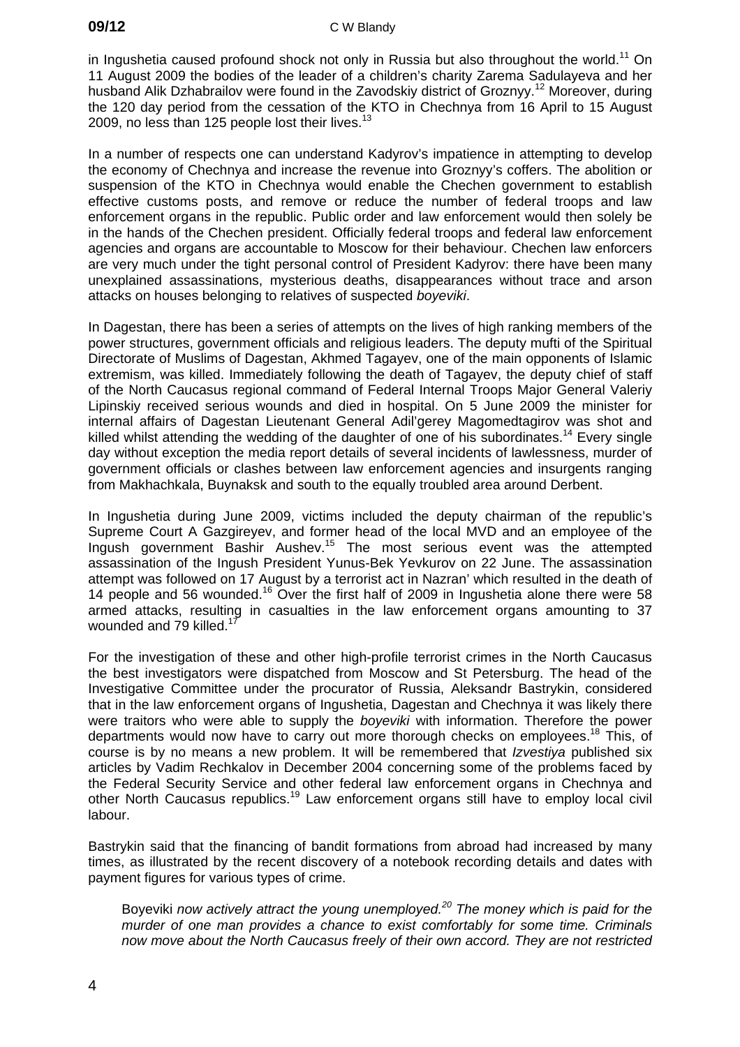in Ingushetia caused profound shock not only in Russia but also throughout the world.[11] On 11 August 2009 the bodies of the leader of a children's charity Zarema Sadulayeva and her husband Alik Dzhabrailov were found in the Zavodskiy district of Groznyy.[12] Moreover, during the 120 day period from the cessation of the KTO in Chechnya from 16 April to 15 August 2009, no less than 125 people lost their lives.[13]

In a number of respects one can understand Kadyrov's impatience in attempting to develop the economy of Chechnya and increase the revenue into Groznyy's coffers. The abolition or suspension of the KTO in Chechnya would enable the Chechen government to establish effective customs posts, and remove or reduce the number of federal troops and law enforcement organs in the republic. Public order and law enforcement would then solely be in the hands of the Chechen president. Officially federal troops and federal law enforcement agencies and organs are accountable to Moscow for their behaviour. Chechen law enforcers are very much under the tight personal control of President Kadyrov: there have been many unexplained assassinations, mysterious deaths, disappearances without trace and arson attacks on houses belonging to relatives of suspected *boyeviki*.

In Dagestan, there has been a series of attempts on the lives of high ranking members of the power structures, government officials and religious leaders. The deputy mufti of the Spiritual Directorate of Muslims of Dagestan, Akhmed Tagayev, one of the main opponents of Islamic extremism, was killed. Immediately following the death of Tagayev, the deputy chief of staff of the North Caucasus regional command of Federal Internal Troops Major General Valeriy Lipinskiy received serious wounds and died in hospital. On 5 June 2009 the minister for internal affairs of Dagestan Lieutenant General Adil'gerey Magomedtagirov was shot and killed whilst attending the wedding of the daughter of one of his subordinates.[14] Every single day without exception the media report details of several incidents of lawlessness, murder of government officials or clashes between law enforcement agencies and insurgents ranging from Makhachkala, Buynaksk and south to the equally troubled area around Derbent.

In Ingushetia during June 2009, victims included the deputy chairman of the republic's Supreme Court A Gazgireyev, and former head of the local MVD and an employee of the Ingush government Bashir Aushev.[15] The most serious event was the attempted assassination of the Ingush President Yunus-Bek Yevkurov on 22 June. The assassination attempt was followed on 17 August by a terrorist act in Nazran' which resulted in the death of 14 people and 56 wounded.[16] Over the first half of 2009 in Ingushetia alone there were 58 armed attacks, resulting in casualties in the law enforcement organs amounting to 37 wounded and 79 killed.[17]

For the investigation of these and other high-profile terrorist crimes in the North Caucasus the best investigators were dispatched from Moscow and St Petersburg. The head of the Investigative Committee under the procurator of Russia, Aleksandr Bastrykin, considered that in the law enforcement organs of Ingushetia, Dagestan and Chechnya it was likely there were traitors who were able to supply the *boyeviki* with information. Therefore the power departments would now have to carry out more thorough checks on employees.[18] This, of course is by no means a new problem. It will be remembered that *Izvestiya* published six articles by Vadim Rechkalov in December 2004 concerning some of the problems faced by the Federal Security Service and other federal law enforcement organs in Chechnya and other North Caucasus republics.[19] Law enforcement organs still have to employ local civil labour.

Bastrykin said that the financing of bandit formations from abroad had increased by many times, as illustrated by the recent discovery of a notebook recording details and dates with payment figures for various types of crime.

> Boyeviki *now actively attract the young unemployed.[20] The money which is paid for the murder of one man provides a chance to exist comfortably for some time. Criminals now move about the North Caucasus freely of their own accord. They are not restricted*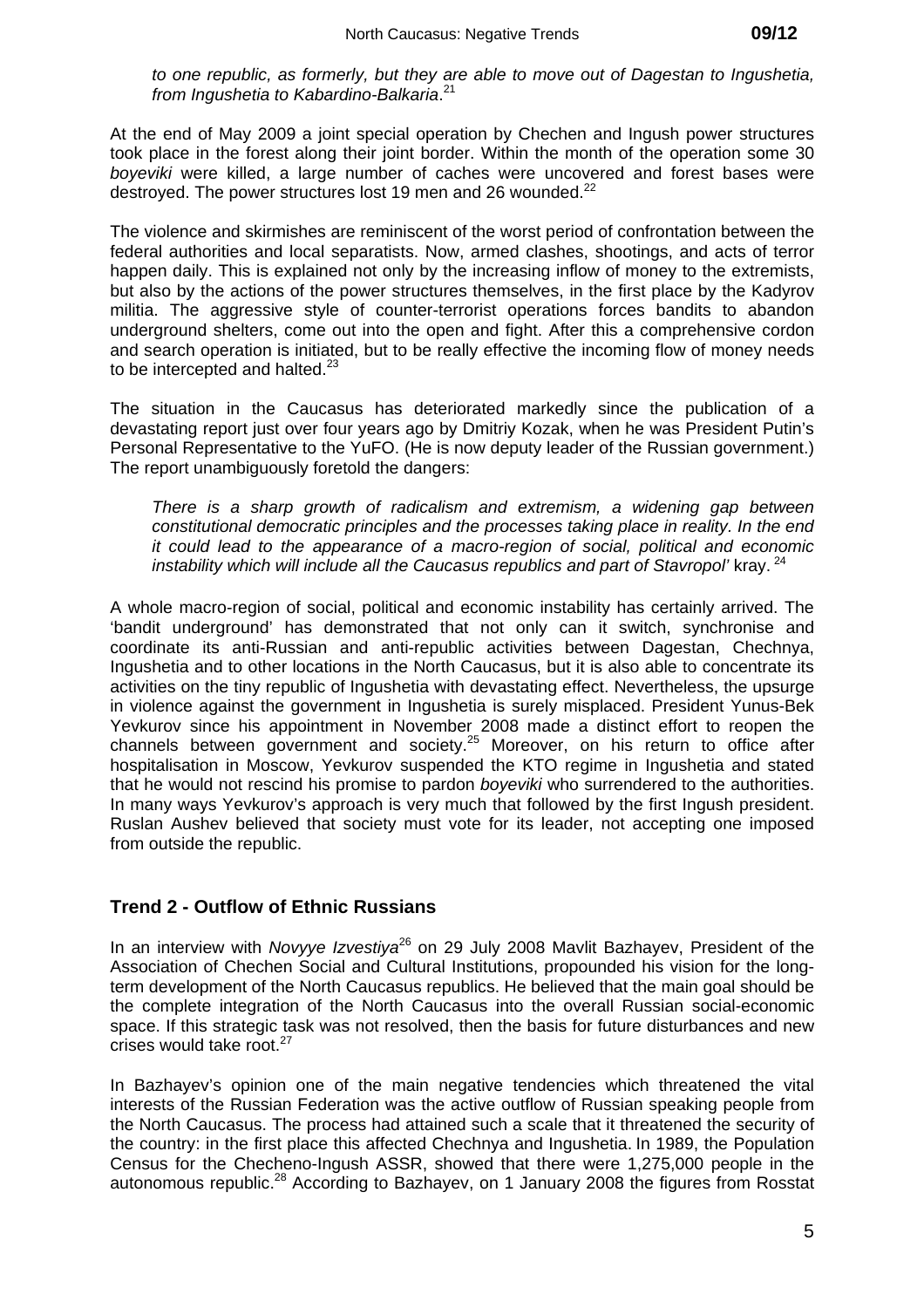*to one republic, as formerly, but they are able to move out of Dagestan to Ingushetia, from Ingushetia to Kabardino-Balkaria*.[21]

At the end of May 2009 a joint special operation by Chechen and Ingush power structures took place in the forest along their joint border. Within the month of the operation some 30 *boyeviki* were killed, a large number of caches were uncovered and forest bases were destroyed. The power structures lost 19 men and 26 wounded.[22]

The violence and skirmishes are reminiscent of the worst period of confrontation between the federal authorities and local separatists. Now, armed clashes, shootings, and acts of terror happen daily. This is explained not only by the increasing inflow of money to the extremists, but also by the actions of the power structures themselves, in the first place by the Kadyrov militia. The aggressive style of counter-terrorist operations forces bandits to abandon underground shelters, come out into the open and fight. After this a comprehensive cordon and search operation is initiated, but to be really effective the incoming flow of money needs to be intercepted and halted.[23]

The situation in the Caucasus has deteriorated markedly since the publication of a devastating report just over four years ago by Dmitriy Kozak, when he was President Putin's Personal Representative to the YuFO. (He is now deputy leader of the Russian government.) The report unambiguously foretold the dangers:

> *There is a sharp growth of radicalism and extremism, a widening gap between constitutional democratic principles and the processes taking place in reality. In the end it could lead to the appearance of a macro-region of social, political and economic instability which will include all the Caucasus republics and part of Stavropol'* kray. [24]

A whole macro-region of social, political and economic instability has certainly arrived. The 'bandit underground' has demonstrated that not only can it switch, synchronise and coordinate its anti-Russian and anti-republic activities between Dagestan, Chechnya, Ingushetia and to other locations in the North Caucasus, but it is also able to concentrate its activities on the tiny republic of Ingushetia with devastating effect. Nevertheless, the upsurge in violence against the government in Ingushetia is surely misplaced. President Yunus-Bek Yevkurov since his appointment in November 2008 made a distinct effort to reopen the channels between government and society.[25] Moreover, on his return to office after hospitalisation in Moscow, Yevkurov suspended the KTO regime in Ingushetia and stated that he would not rescind his promise to pardon *boyeviki* who surrendered to the authorities. In many ways Yevkurov's approach is very much that followed by the first Ingush president. Ruslan Aushev believed that society must vote for its leader, not accepting one imposed from outside the republic.

## Trend 2 - Outflow of Ethnic Russians

In an interview with *Novyye Izvestiya*[26] on 29 July 2008 Mavlit Bazhayev, President of the Association of Chechen Social and Cultural Institutions, propounded his vision for the long-term development of the North Caucasus republics. He believed that the main goal should be the complete integration of the North Caucasus into the overall Russian social-economic space. If this strategic task was not resolved, then the basis for future disturbances and new crises would take root.[27]

In Bazhayev's opinion one of the main negative tendencies which threatened the vital interests of the Russian Federation was the active outflow of Russian speaking people from the North Caucasus. The process had attained such a scale that it threatened the security of the country: in the first place this affected Chechnya and Ingushetia. In 1989, the Population Census for the Checheno-Ingush ASSR, showed that there were 1,275,000 people in the autonomous republic.[28] According to Bazhayev, on 1 January 2008 the figures from Rosstat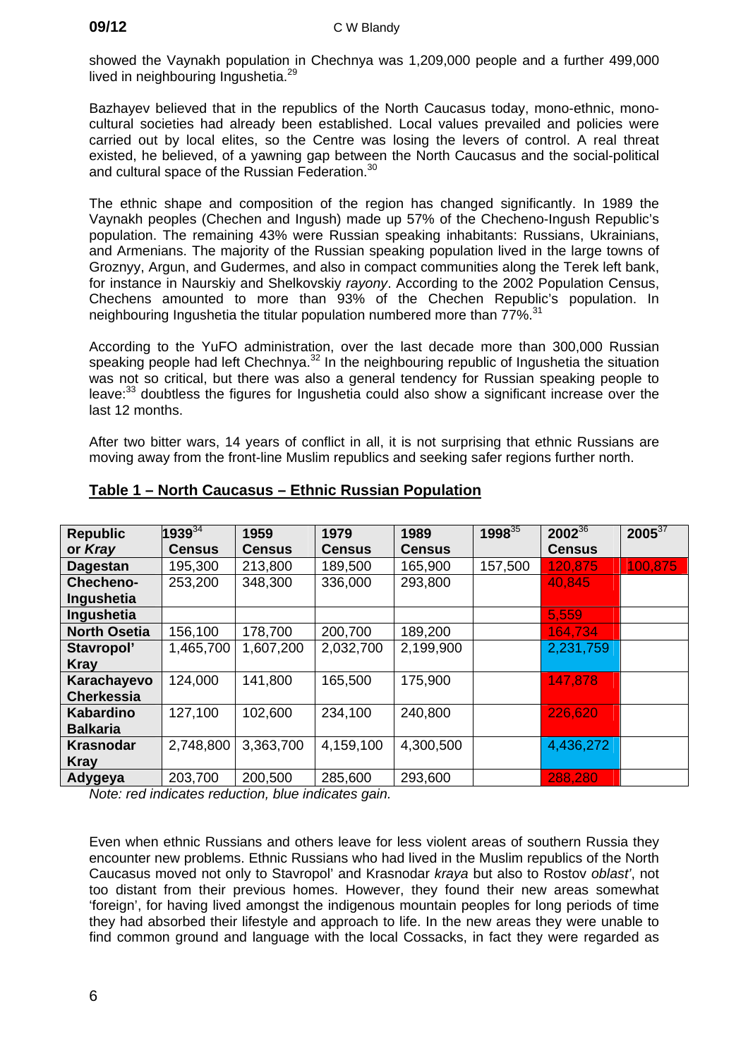showed the Vaynakh population in Chechnya was 1,209,000 people and a further 499,000 lived in neighbouring Ingushetia.[29]

Bazhayev believed that in the republics of the North Caucasus today, mono-ethnic, mono-cultural societies had already been established. Local values prevailed and policies were carried out by local elites, so the Centre was losing the levers of control. A real threat existed, he believed, of a yawning gap between the North Caucasus and the social-political and cultural space of the Russian Federation.[30]

The ethnic shape and composition of the region has changed significantly. In 1989 the Vaynakh peoples (Chechen and Ingush) made up 57% of the Checheno-Ingush Republic's population. The remaining 43% were Russian speaking inhabitants: Russians, Ukrainians, and Armenians. The majority of the Russian speaking population lived in the large towns of Groznyy, Argun, and Gudermes, and also in compact communities along the Terek left bank, for instance in Naurskiy and Shelkovskiy *rayony*. According to the 2002 Population Census, Chechens amounted to more than 93% of the Chechen Republic's population. In neighbouring Ingushetia the titular population numbered more than 77%.[31]

According to the YuFO administration, over the last decade more than 300,000 Russian speaking people had left Chechnya.[32] In the neighbouring republic of Ingushetia the situation was not so critical, but there was also a general tendency for Russian speaking people to leave:[33] doubtless the figures for Ingushetia could also show a significant increase over the last 12 months.

After two bitter wars, 14 years of conflict in all, it is not surprising that ethnic Russians are moving away from the front-line Muslim republics and seeking safer regions further north.

## Table 1 – North Caucasus – Ethnic Russian Population

| Republic or *Kray* | 1939[34] | 1959 Census | 1979 Census | 1989 Census | 1998[35] | 2002[36] Census | 2005[37] |
|---|---|---|---|---|---|---|---|
| **Dagestan** | 195,300 | 213,800 | 189,500 | 165,900 | 157,500 | 120,875 | 100,875 |
| **Checheno-Ingushetia** | 253,200 | 348,300 | 336,000 | 293,800 | | 40,845 | |
| **Ingushetia** | | | | | | 5,559 | |
| **North Osetia** | 156,100 | 178,700 | 200,700 | 189,200 | | 164,734 | |
| **Stavropol' Kray** | 1,465,700 | 1,607,200 | 2,032,700 | 2,199,900 | | 2,231,759 | |
| **Karachayevo Cherkessia** | 124,000 | 141,800 | 165,500 | 175,900 | | 147,878 | |
| **Kabardino Balkaria** | 127,100 | 102,600 | 234,100 | 240,800 | | 226,620 | |
| **Krasnodar Kray** | 2,748,800 | 3,363,700 | 4,159,100 | 4,300,500 | | 4,436,272 | |
| **Adygeya** | 203,700 | 200,500 | 285,600 | 293,600 | | 288,280 | |

*Note: red indicates reduction, blue indicates gain.*

Even when ethnic Russians and others leave for less violent areas of southern Russia they encounter new problems. Ethnic Russians who had lived in the Muslim republics of the North Caucasus moved not only to Stavropol' and Krasnodar *kraya* but also to Rostov *oblast'*, not too distant from their previous homes. However, they found their new areas somewhat 'foreign', for having lived amongst the indigenous mountain peoples for long periods of time they had absorbed their lifestyle and approach to life. In the new areas they were unable to find common ground and language with the local Cossacks, in fact they were regarded as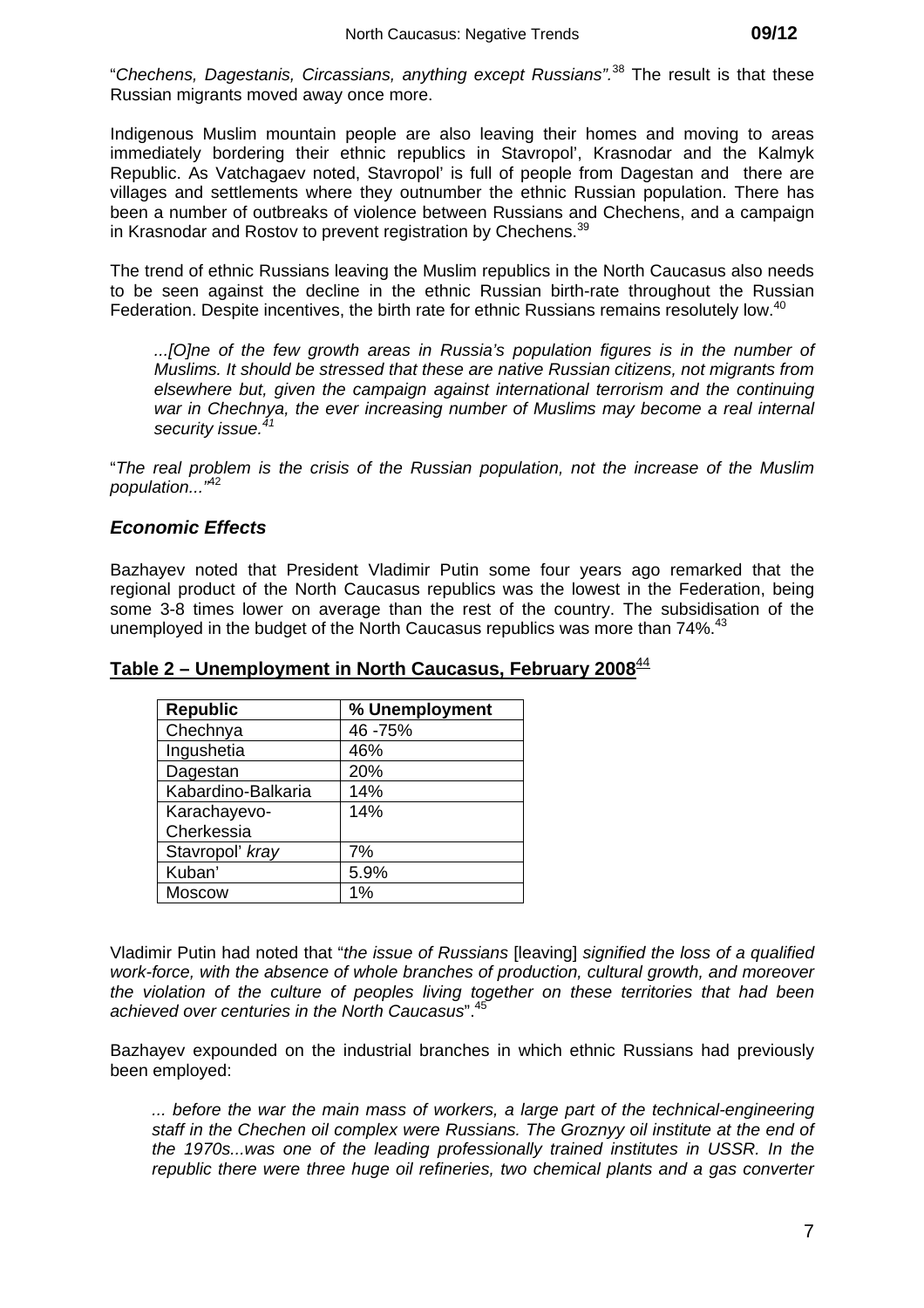"*Chechens, Dagestanis, Circassians, anything except Russians"*.[38] The result is that these Russian migrants moved away once more.

Indigenous Muslim mountain people are also leaving their homes and moving to areas immediately bordering their ethnic republics in Stavropol', Krasnodar and the Kalmyk Republic. As Vatchagaev noted, Stavropol' is full of people from Dagestan and there are villages and settlements where they outnumber the ethnic Russian population. There has been a number of outbreaks of violence between Russians and Chechens, and a campaign in Krasnodar and Rostov to prevent registration by Chechens.[39]

The trend of ethnic Russians leaving the Muslim republics in the North Caucasus also needs to be seen against the decline in the ethnic Russian birth-rate throughout the Russian Federation. Despite incentives, the birth rate for ethnic Russians remains resolutely low.[40]

> *...[O]ne of the few growth areas in Russia's population figures is in the number of Muslims. It should be stressed that these are native Russian citizens, not migrants from elsewhere but, given the campaign against international terrorism and the continuing war in Chechnya, the ever increasing number of Muslims may become a real internal security issue.*[41]

"*The real problem is the crisis of the Russian population, not the increase of the Muslim population...*"[42]

### *Economic Effects*

Bazhayev noted that President Vladimir Putin some four years ago remarked that the regional product of the North Caucasus republics was the lowest in the Federation, being some 3-8 times lower on average than the rest of the country. The subsidisation of the unemployed in the budget of the North Caucasus republics was more than 74%.[43]

**Table 2 – Unemployment in North Caucasus, February 2008**[44]

| Republic | % Unemployment |
|---|---|
| Chechnya | 46 -75% |
| Ingushetia | 46% |
| Dagestan | 20% |
| Kabardino-Balkaria | 14% |
| Karachayevo-Cherkessia | 14% |
| Stavropol' *kray* | 7% |
| Kuban' | 5.9% |
| Moscow | 1% |

Vladimir Putin had noted that "*the issue of Russians* [leaving] *signified the loss of a qualified work-force, with the absence of whole branches of production, cultural growth, and moreover the violation of the culture of peoples living together on these territories that had been achieved over centuries in the North Caucasus*".[45]

Bazhayev expounded on the industrial branches in which ethnic Russians had previously been employed:

> *... before the war the main mass of workers, a large part of the technical-engineering staff in the Chechen oil complex were Russians. The Groznyy oil institute at the end of the 1970s...was one of the leading professionally trained institutes in USSR. In the republic there were three huge oil refineries, two chemical plants and a gas converter*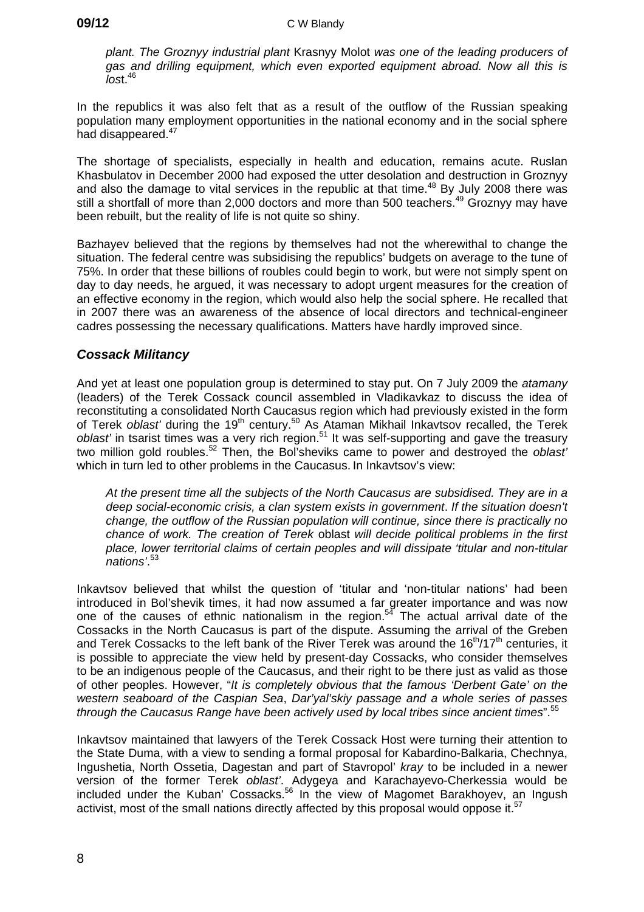*plant. The Groznyy industrial plant* Krasnyy Molot *was one of the leading producers of gas and drilling equipment, which even exported equipment abroad. Now all this is los*t.[46]

In the republics it was also felt that as a result of the outflow of the Russian speaking population many employment opportunities in the national economy and in the social sphere had disappeared.[47]

The shortage of specialists, especially in health and education, remains acute. Ruslan Khasbulatov in December 2000 had exposed the utter desolation and destruction in Groznyy and also the damage to vital services in the republic at that time.[48] By July 2008 there was still a shortfall of more than 2,000 doctors and more than 500 teachers.[49] Groznyy may have been rebuilt, but the reality of life is not quite so shiny.

Bazhayev believed that the regions by themselves had not the wherewithal to change the situation. The federal centre was subsidising the republics' budgets on average to the tune of 75%. In order that these billions of roubles could begin to work, but were not simply spent on day to day needs, he argued, it was necessary to adopt urgent measures for the creation of an effective economy in the region, which would also help the social sphere. He recalled that in 2007 there was an awareness of the absence of local directors and technical-engineer cadres possessing the necessary qualifications. Matters have hardly improved since.

### *Cossack Militancy*

And yet at least one population group is determined to stay put. On 7 July 2009 the *atamany* (leaders) of the Terek Cossack council assembled in Vladikavkaz to discuss the idea of reconstituting a consolidated North Caucasus region which had previously existed in the form of Terek *oblast'* during the 19th century.[50] As Ataman Mikhail Inkavtsov recalled, the Terek *oblast'* in tsarist times was a very rich region.[51] It was self-supporting and gave the treasury two million gold roubles.[52] Then, the Bol'sheviks came to power and destroyed the *oblast'* which in turn led to other problems in the Caucasus. In Inkavtsov's view:

> *At the present time all the subjects of the North Caucasus are subsidised. They are in a deep social-economic crisis, a clan system exists in government*. *If the situation doesn't change, the outflow of the Russian population will continue, since there is practically no chance of work. The creation of Terek* oblast *will decide political problems in the first place, lower territorial claims of certain peoples and will dissipate 'titular and non-titular nations'*.[53]

Inkavtsov believed that whilst the question of 'titular and 'non-titular nations' had been introduced in Bol'shevik times, it had now assumed a far greater importance and was now one of the causes of ethnic nationalism in the region.[54] The actual arrival date of the Cossacks in the North Caucasus is part of the dispute. Assuming the arrival of the Greben and Terek Cossacks to the left bank of the River Terek was around the 16th/17th centuries, it is possible to appreciate the view held by present-day Cossacks, who consider themselves to be an indigenous people of the Caucasus, and their right to be there just as valid as those of other peoples. However, "*It is completely obvious that the famous 'Derbent Gate' on the western seaboard of the Caspian Sea*, *Dar'yal'skiy passage and a whole series of passes through the Caucasus Range have been actively used by local tribes since ancient times*".[55]

Inkavtsov maintained that lawyers of the Terek Cossack Host were turning their attention to the State Duma, with a view to sending a formal proposal for Kabardino-Balkaria, Chechnya, Ingushetia, North Ossetia, Dagestan and part of Stavropol' *kray* to be included in a newer version of the former Terek *oblast'*. Adygeya and Karachayevo-Cherkessia would be included under the Kuban' Cossacks.[56] In the view of Magomet Barakhoyev, an Ingush activist, most of the small nations directly affected by this proposal would oppose it.[57]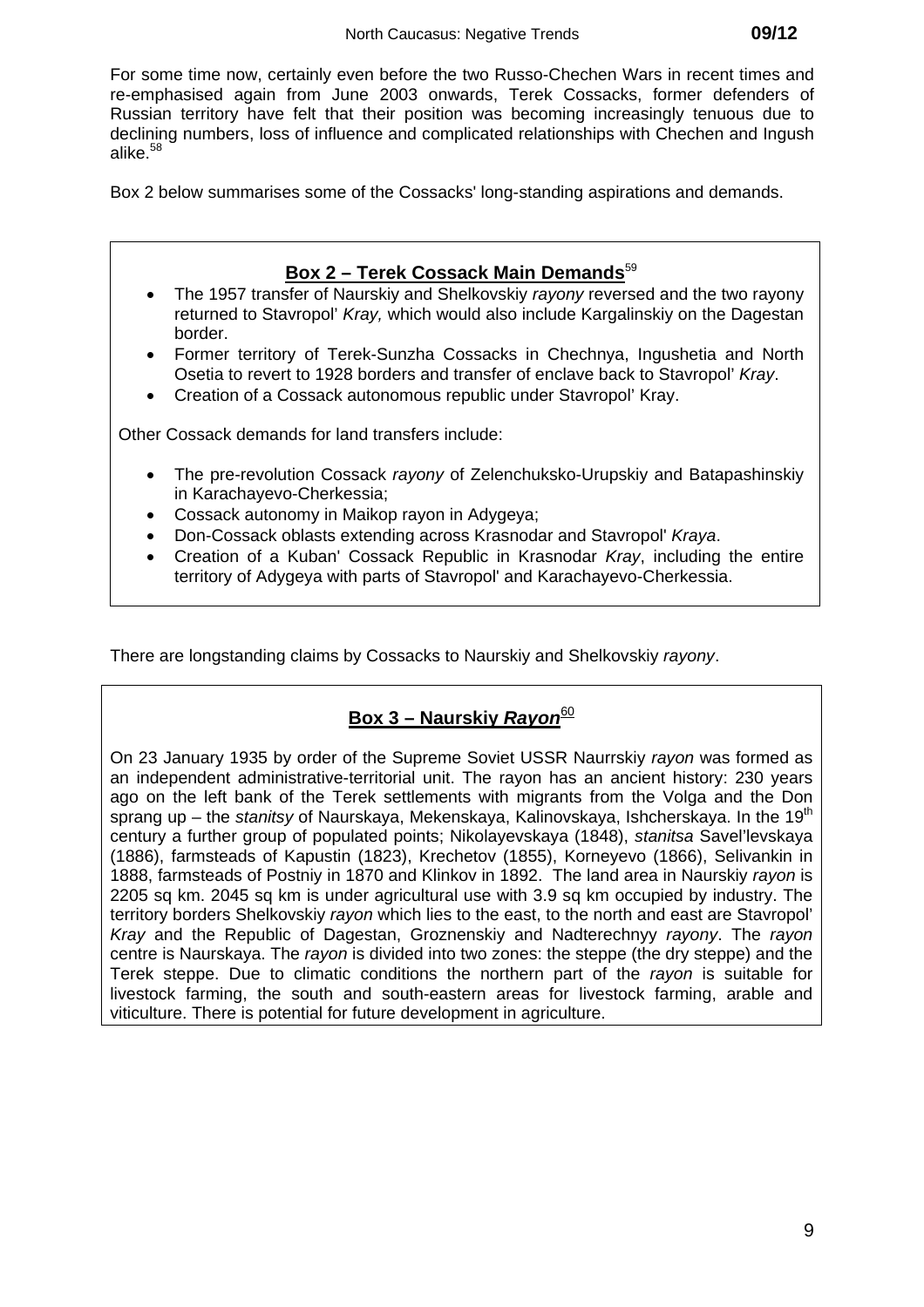For some time now, certainly even before the two Russo-Chechen Wars in recent times and re-emphasised again from June 2003 onwards, Terek Cossacks, former defenders of Russian territory have felt that their position was becoming increasingly tenuous due to declining numbers, loss of influence and complicated relationships with Chechen and Ingush alike.[58]

Box 2 below summarises some of the Cossacks' long-standing aspirations and demands.

## Box 2 – Terek Cossack Main Demands[59]

- The 1957 transfer of Naurskiy and Shelkovskiy *rayony* reversed and the two rayony returned to Stavropol' *Kray,* which would also include Kargalinskiy on the Dagestan border.
- Former territory of Terek-Sunzha Cossacks in Chechnya, Ingushetia and North Osetia to revert to 1928 borders and transfer of enclave back to Stavropol' *Kray*.
- Creation of a Cossack autonomous republic under Stavropol' Kray.

Other Cossack demands for land transfers include:

- The pre-revolution Cossack *rayony* of Zelenchuksko-Urupskiy and Batapashinskiy in Karachayevo-Cherkessia;
- Cossack autonomy in Maikop rayon in Adygeya;
- Don-Cossack oblasts extending across Krasnodar and Stavropol' *Kraya*.
- Creation of a Kuban' Cossack Republic in Krasnodar *Kray*, including the entire territory of Adygeya with parts of Stavropol' and Karachayevo-Cherkessia.

There are longstanding claims by Cossacks to Naurskiy and Shelkovskiy *rayony*.

## Box 3 – Naurskiy *Rayon*[60]

On 23 January 1935 by order of the Supreme Soviet USSR Naurrskiy *rayon* was formed as an independent administrative-territorial unit. The rayon has an ancient history: 230 years ago on the left bank of the Terek settlements with migrants from the Volga and the Don sprang up – the *stanitsy* of Naurskaya, Mekenskaya, Kalinovskaya, Ishcherskaya. In the 19th century a further group of populated points; Nikolayevskaya (1848), *stanitsa* Savel'levskaya (1886), farmsteads of Kapustin (1823), Krechetov (1855), Korneyevo (1866), Selivankin in 1888, farmsteads of Postniy in 1870 and Klinkov in 1892. The land area in Naurskiy *rayon* is 2205 sq km. 2045 sq km is under agricultural use with 3.9 sq km occupied by industry. The territory borders Shelkovskiy *rayon* which lies to the east, to the north and east are Stavropol' *Kray* and the Republic of Dagestan, Groznenskiy and Nadterechnyy *rayony*. The *rayon* centre is Naurskaya. The *rayon* is divided into two zones: the steppe (the dry steppe) and the Terek steppe. Due to climatic conditions the northern part of the *rayon* is suitable for livestock farming, the south and south-eastern areas for livestock farming, arable and viticulture. There is potential for future development in agriculture.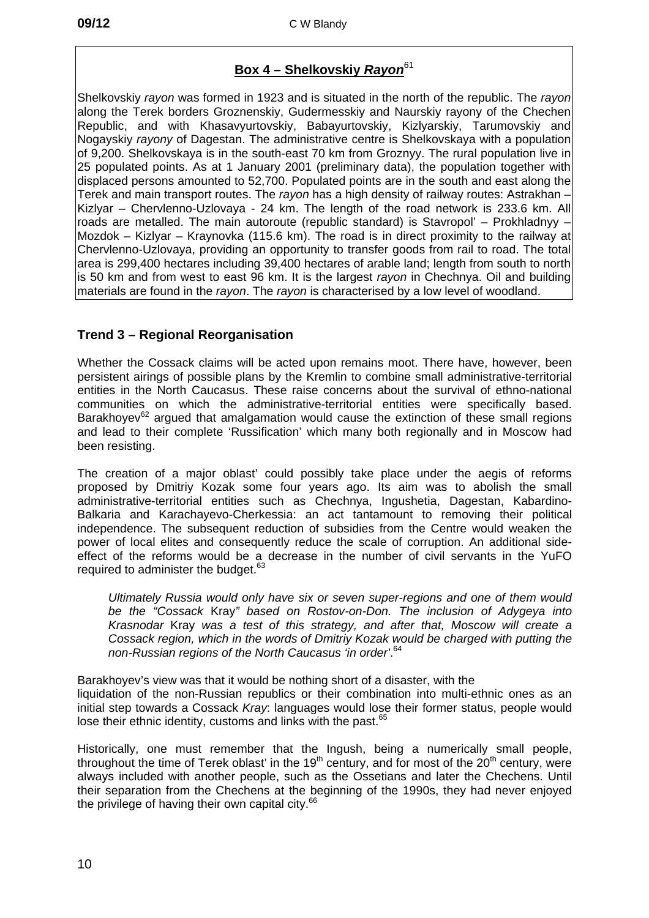## Box 4 – Shelkovskiy *Rayon*[61]

Shelkovskiy *rayon* was formed in 1923 and is situated in the north of the republic. The *rayon* along the Terek borders Groznenskiy, Gudermesskiy and Naurskiy rayony of the Chechen Republic, and with Khasavyurtovskiy, Babayurtovskiy, Kizlyarskiy, Tarumovskiy and Nogayskiy *rayony* of Dagestan. The administrative centre is Shelkovskaya with a population of 9,200. Shelkovskaya is in the south-east 70 km from Groznyy. The rural population live in 25 populated points. As at 1 January 2001 (preliminary data), the population together with displaced persons amounted to 52,700. Populated points are in the south and east along the Terek and main transport routes. The *rayon* has a high density of railway routes: Astrakhan – Kizlyar – Chervlenno-Uzlovaya - 24 km. The length of the road network is 233.6 km. All roads are metalled. The main autoroute (republic standard) is Stavropol' – Prokhladnyy – Mozdok – Kizlyar – Kraynovka (115.6 km). The road is in direct proximity to the railway at Chervlenno-Uzlovaya, providing an opportunity to transfer goods from rail to road. The total area is 299,400 hectares including 39,400 hectares of arable land; length from south to north is 50 km and from west to east 96 km. It is the largest *rayon* in Chechnya. Oil and building materials are found in the *rayon*. The *rayon* is characterised by a low level of woodland.

## Trend 3 – Regional Reorganisation

Whether the Cossack claims will be acted upon remains moot. There have, however, been persistent airings of possible plans by the Kremlin to combine small administrative-territorial entities in the North Caucasus. These raise concerns about the survival of ethno-national communities on which the administrative-territorial entities were specifically based. Barakhoyev[62] argued that amalgamation would cause the extinction of these small regions and lead to their complete 'Russification' which many both regionally and in Moscow had been resisting.

The creation of a major oblast' could possibly take place under the aegis of reforms proposed by Dmitriy Kozak some four years ago. Its aim was to abolish the small administrative-territorial entities such as Chechnya, Ingushetia, Dagestan, Kabardino-Balkaria and Karachayevo-Cherkessia: an act tantamount to removing their political independence. The subsequent reduction of subsidies from the Centre would weaken the power of local elites and consequently reduce the scale of corruption. An additional side-effect of the reforms would be a decrease in the number of civil servants in the YuFO required to administer the budget.[63]

> *Ultimately Russia would only have six or seven super-regions and one of them would be the "Cossack* Kray*" based on Rostov-on-Don. The inclusion of Adygeya into Krasnodar* Kray *was a test of this strategy, and after that, Moscow will create a Cossack region, which in the words of Dmitriy Kozak would be charged with putting the non-Russian regions of the North Caucasus 'in order'.*[64]

Barakhoyev's view was that it would be nothing short of a disaster, with the liquidation of the non-Russian republics or their combination into multi-ethnic ones as an initial step towards a Cossack *Kray*: languages would lose their former status, people would lose their ethnic identity, customs and links with the past.[65]

Historically, one must remember that the Ingush, being a numerically small people, throughout the time of Terek oblast' in the 19th century, and for most of the 20th century, were always included with another people, such as the Ossetians and later the Chechens. Until their separation from the Chechens at the beginning of the 1990s, they had never enjoyed the privilege of having their own capital city.[66]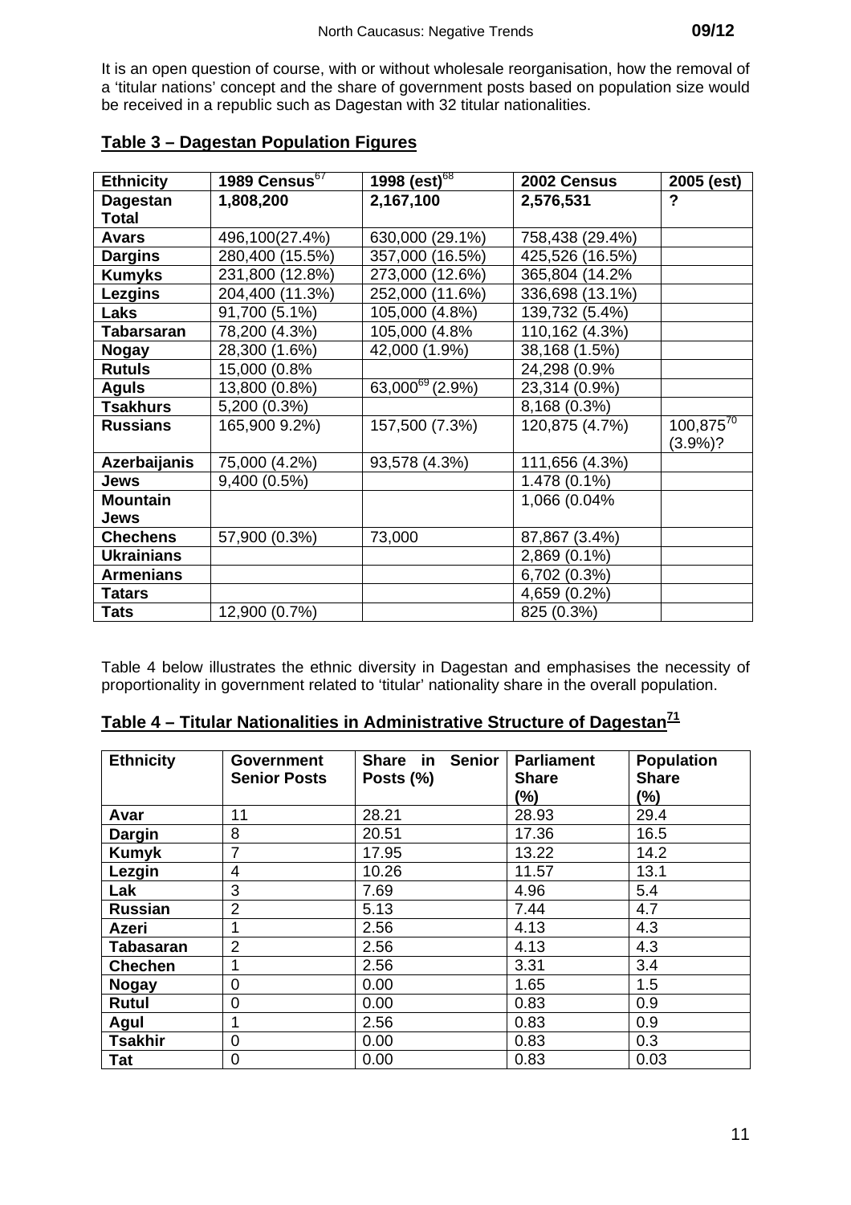It is an open question of course, with or without wholesale reorganisation, how the removal of a 'titular nations' concept and the share of government posts based on population size would be received in a republic such as Dagestan with 32 titular nationalities.

## Table 3 – Dagestan Population Figures

| Ethnicity | 1989 Census[67] | 1998 (est)[68] | 2002 Census | 2005 (est) |
|---|---|---|---|---|
| **Dagestan Total** | **1,808,200** | **2,167,100** | **2,576,531** | **?** |
| **Avars** | 496,100(27.4%) | 630,000 (29.1%) | 758,438 (29.4%) | |
| **Dargins** | 280,400 (15.5%) | 357,000 (16.5%) | 425,526 (16.5%) | |
| **Kumyks** | 231,800 (12.8%) | 273,000 (12.6%) | 365,804 (14.2% | |
| **Lezgins** | 204,400 (11.3%) | 252,000 (11.6%) | 336,698 (13.1%) | |
| **Laks** | 91,700 (5.1%) | 105,000 (4.8%) | 139,732 (5.4%) | |
| **Tabarsaran** | 78,200 (4.3%) | 105,000 (4.8% | 110,162 (4.3%) | |
| **Nogay** | 28,300 (1.6%) | 42,000 (1.9%) | 38,168 (1.5%) | |
| **Rutuls** | 15,000 (0.8% | | 24,298 (0.9% | |
| **Aguls** | 13,800 (0.8%) | 63,000[69] (2.9%) | 23,314 (0.9%) | |
| **Tsakhurs** | 5,200 (0.3%) | | 8,168 (0.3%) | |
| **Russians** | 165,900 9.2%) | 157,500 (7.3%) | 120,875 (4.7%) | 100,875[70] (3.9%)? |
| **Azerbaijanis** | 75,000 (4.2%) | 93,578 (4.3%) | 111,656 (4.3%) | |
| **Jews** | 9,400 (0.5%) | | 1.478 (0.1%) | |
| **Mountain Jews** | | | 1,066 (0.04% | |
| **Chechens** | 57,900 (0.3%) | 73,000 | 87,867 (3.4%) | |
| **Ukrainians** | | | 2,869 (0.1%) | |
| **Armenians** | | | 6,702 (0.3%) | |
| **Tatars** | | | 4,659 (0.2%) | |
| **Tats** | 12,900 (0.7%) | | 825 (0.3%) | |

Table 4 below illustrates the ethnic diversity in Dagestan and emphasises the necessity of proportionality in government related to 'titular' nationality share in the overall population.

## Table 4 – Titular Nationalities in Administrative Structure of Dagestan[71]

| Ethnicity | Government Senior Posts | Share in Senior Posts (%) | Parliament Share (%) | Population Share (%) |
|---|---|---|---|---|
| **Avar** | 11 | 28.21 | 28.93 | 29.4 |
| **Dargin** | 8 | 20.51 | 17.36 | 16.5 |
| **Kumyk** | 7 | 17.95 | 13.22 | 14.2 |
| **Lezgin** | 4 | 10.26 | 11.57 | 13.1 |
| **Lak** | 3 | 7.69 | 4.96 | 5.4 |
| **Russian** | 2 | 5.13 | 7.44 | 4.7 |
| **Azeri** | 1 | 2.56 | 4.13 | 4.3 |
| **Tabasaran** | 2 | 2.56 | 4.13 | 4.3 |
| **Chechen** | 1 | 2.56 | 3.31 | 3.4 |
| **Nogay** | 0 | 0.00 | 1.65 | 1.5 |
| **Rutul** | 0 | 0.00 | 0.83 | 0.9 |
| **Agul** | 1 | 2.56 | 0.83 | 0.9 |
| **Tsakhir** | 0 | 0.00 | 0.83 | 0.3 |
| **Tat** | 0 | 0.00 | 0.83 | 0.03 |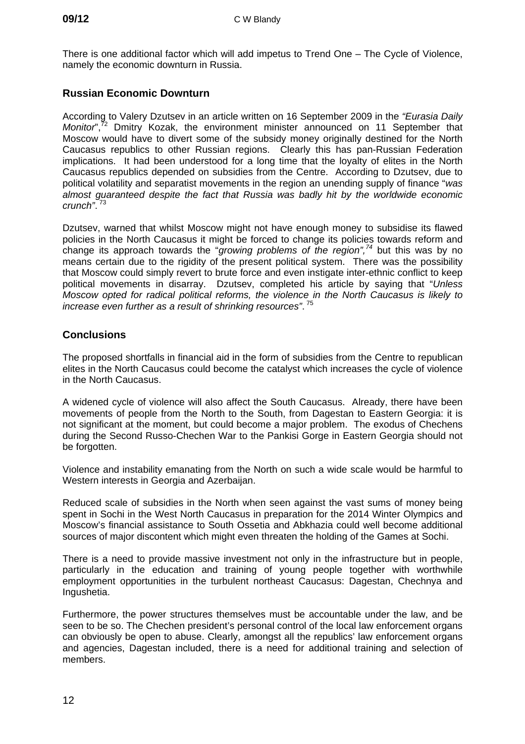There is one additional factor which will add impetus to Trend One – The Cycle of Violence, namely the economic downturn in Russia.

## Russian Economic Downturn

According to Valery Dzutsev in an article written on 16 September 2009 in the *"Eurasia Daily Monitor"*,[72] Dmitry Kozak, the environment minister announced on 11 September that Moscow would have to divert some of the subsidy money originally destined for the North Caucasus republics to other Russian regions. Clearly this has pan-Russian Federation implications. It had been understood for a long time that the loyalty of elites in the North Caucasus republics depended on subsidies from the Centre. According to Dzutsev, due to political volatility and separatist movements in the region an unending supply of finance "*was almost guaranteed despite the fact that Russia was badly hit by the worldwide economic crunch"*.[73]

Dzutsev, warned that whilst Moscow might not have enough money to subsidise its flawed policies in the North Caucasus it might be forced to change its policies towards reform and change its approach towards the "*growing problems of the region",*[74] but this was by no means certain due to the rigidity of the present political system. There was the possibility that Moscow could simply revert to brute force and even instigate inter-ethnic conflict to keep political movements in disarray. Dzutsev, completed his article by saying that "*Unless Moscow opted for radical political reforms, the violence in the North Caucasus is likely to increase even further as a result of shrinking resources"*.[75]

## Conclusions

The proposed shortfalls in financial aid in the form of subsidies from the Centre to republican elites in the North Caucasus could become the catalyst which increases the cycle of violence in the North Caucasus.

A widened cycle of violence will also affect the South Caucasus. Already, there have been movements of people from the North to the South, from Dagestan to Eastern Georgia: it is not significant at the moment, but could become a major problem. The exodus of Chechens during the Second Russo-Chechen War to the Pankisi Gorge in Eastern Georgia should not be forgotten.

Violence and instability emanating from the North on such a wide scale would be harmful to Western interests in Georgia and Azerbaijan.

Reduced scale of subsidies in the North when seen against the vast sums of money being spent in Sochi in the West North Caucasus in preparation for the 2014 Winter Olympics and Moscow's financial assistance to South Ossetia and Abkhazia could well become additional sources of major discontent which might even threaten the holding of the Games at Sochi.

There is a need to provide massive investment not only in the infrastructure but in people, particularly in the education and training of young people together with worthwhile employment opportunities in the turbulent northeast Caucasus: Dagestan, Chechnya and Ingushetia.

Furthermore, the power structures themselves must be accountable under the law, and be seen to be so. The Chechen president's personal control of the local law enforcement organs can obviously be open to abuse. Clearly, amongst all the republics' law enforcement organs and agencies, Dagestan included, there is a need for additional training and selection of members.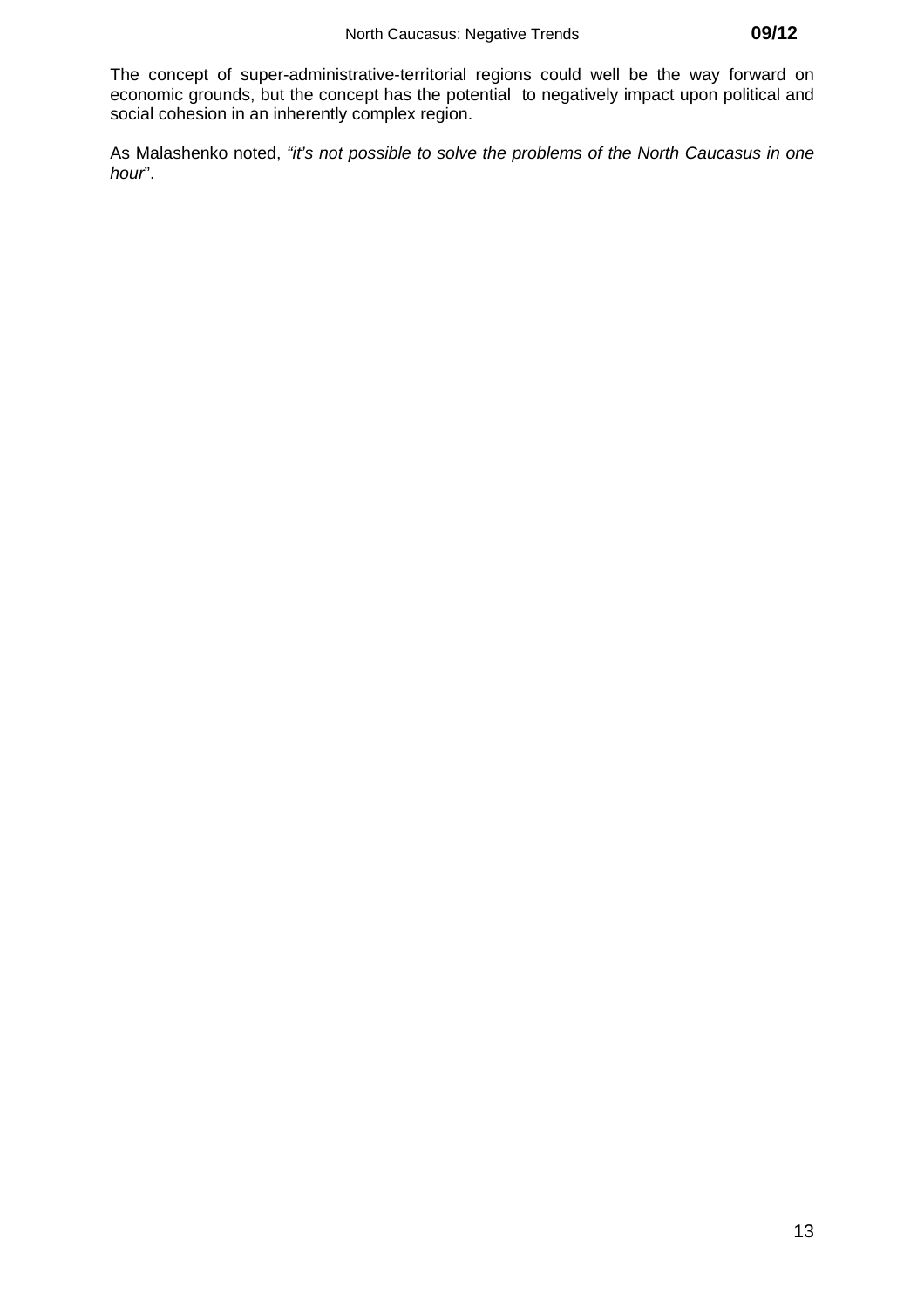The concept of super-administrative-territorial regions could well be the way forward on economic grounds, but the concept has the potential to negatively impact upon political and social cohesion in an inherently complex region.

As Malashenko noted, *"it's not possible to solve the problems of the North Caucasus in one hour*".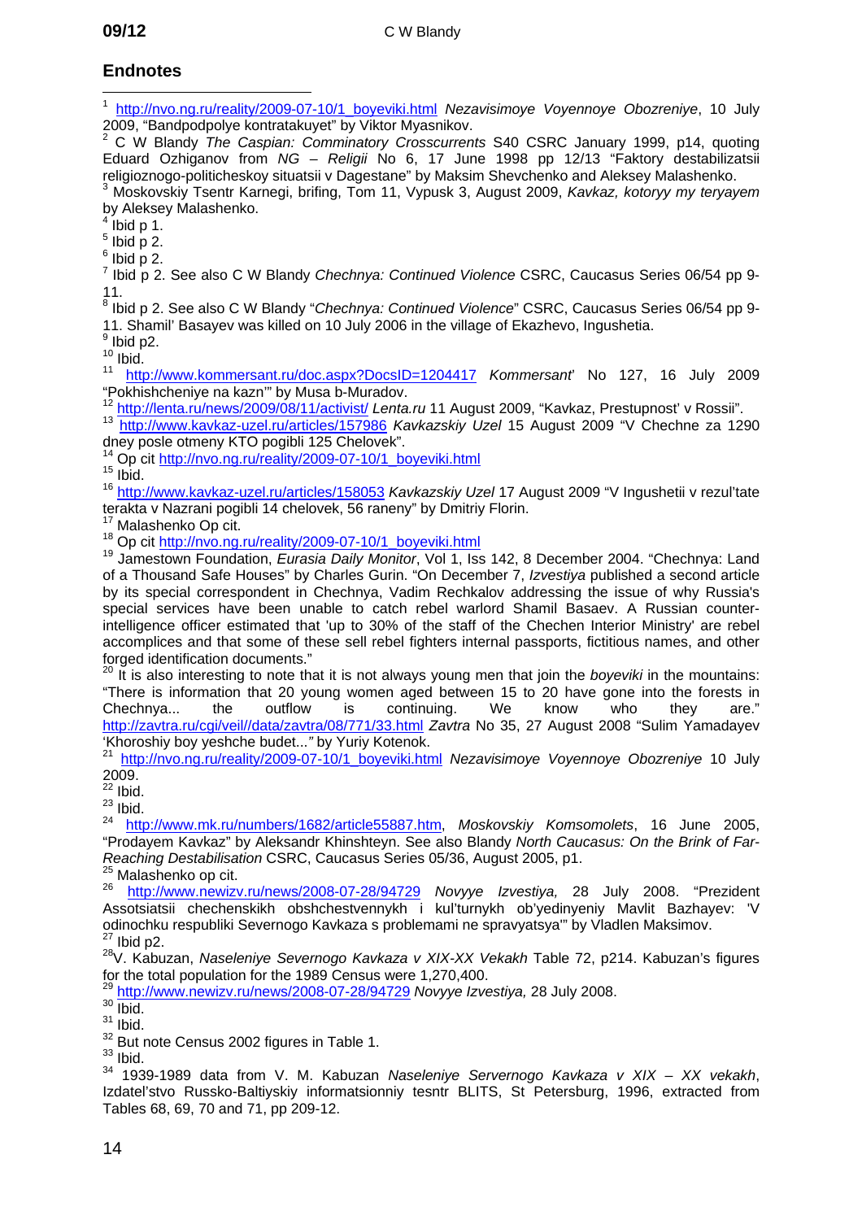## Endnotes

[1] http://nvo.ng.ru/reality/2009-07-10/1_boyeviki.html *Nezavisimoye Voyennoye Obozreniye*, 10 July 2009, "Bandpodpolye kontratakuyet" by Viktor Myasnikov.

[2] C W Blandy *The Caspian: Comminatory Crosscurrents* S40 CSRC January 1999, p14, quoting Eduard Ozhiganov from *NG – Religii* No 6, 17 June 1998 pp 12/13 "Faktory destabilizatsii religioznogo-politicheskoy situatsii v Dagestane" by Maksim Shevchenko and Aleksey Malashenko.

[3] Moskovskiy Tsentr Karnegi, brifing, Tom 11, Vypusk 3, August 2009, *Kavkaz, kotoryy my teryayem* by Aleksey Malashenko.

[4] Ibid p 1.

[5] Ibid p 2.

[6] Ibid p 2.

[7] Ibid p 2. See also C W Blandy *Chechnya: Continued Violence* CSRC, Caucasus Series 06/54 pp 9-11.

[8] Ibid p 2. See also C W Blandy "*Chechnya: Continued Violence*" CSRC, Caucasus Series 06/54 pp 9-11. Shamil' Basayev was killed on 10 July 2006 in the village of Ekazhevo, Ingushetia.

[9] Ibid p2.

[10] Ibid.

[11] http://www.kommersant.ru/doc.aspx?DocsID=1204417 *Kommersant*' No 127, 16 July 2009 "Pokhishcheniye na kazn'" by Musa b-Muradov.

[12] http://lenta.ru/news/2009/08/11/activist/ *Lenta.ru* 11 August 2009, "Kavkaz, Prestupnost' v Rossii".

[13] http://www.kavkaz-uzel.ru/articles/157986 *Kavkazskiy Uzel* 15 August 2009 "V Chechne za 1290 dney posle otmeny KTO pogibli 125 Chelovek".

[14] Op cit http://nvo.ng.ru/reality/2009-07-10/1_boyeviki.html

[15] Ibid.

[16] http://www.kavkaz-uzel.ru/articles/158053 *Kavkazskiy Uzel* 17 August 2009 "V Ingushetii v rezul'tate terakta v Nazrani pogibli 14 chelovek, 56 raneny" by Dmitriy Florin.

[17] Malashenko Op cit.

[18] Op cit http://nvo.ng.ru/reality/2009-07-10/1_boyeviki.html

[19] Jamestown Foundation, *Eurasia Daily Monitor*, Vol 1, Iss 142, 8 December 2004. "Chechnya: Land of a Thousand Safe Houses" by Charles Gurin. "On December 7, *Izvestiya* published a second article by its special correspondent in Chechnya, Vadim Rechkalov addressing the issue of why Russia's special services have been unable to catch rebel warlord Shamil Basaev. A Russian counter-intelligence officer estimated that 'up to 30% of the staff of the Chechen Interior Ministry' are rebel accomplices and that some of these sell rebel fighters internal passports, fictitious names, and other forged identification documents."

[20] It is also interesting to note that it is not always young men that join the *boyeviki* in the mountains: "There is information that 20 young women aged between 15 to 20 have gone into the forests in Chechnya... the outflow is continuing. We know who they are." http://zavtra.ru/cgi/veil//data/zavtra/08/771/33.html *Zavtra* No 35, 27 August 2008 "Sulim Yamadayev 'Khoroshiy boy yeshche budet...'" by Yuriy Kotenok.

[21] http://nvo.ng.ru/reality/2009-07-10/1_boyeviki.html *Nezavisimoye Voyennoye Obozreniye* 10 July 2009.

[22] Ibid.

[23] Ibid.

[24] http://www.mk.ru/numbers/1682/article55887.htm, *Moskovskiy Komsomolets*, 16 June 2005, "Prodayem Kavkaz" by Aleksandr Khinshteyn. See also Blandy *North Caucasus: On the Brink of Far-Reaching Destabilisation* CSRC, Caucasus Series 05/36, August 2005, p1.

[25] Malashenko op cit.

[26] http://www.newizv.ru/news/2008-07-28/94729 *Novyye Izvestiya,* 28 July 2008. "Prezident Assotsiatsii chechenskikh obshchestvennykh i kul'turnykh ob'yedinyeniy Mavlit Bazhayev: 'V odinochku respubliki Severnogo Kavkaza s problemami ne spravyatsya'" by Vladlen Maksimov.

[27] Ibid p2.

[28] V. Kabuzan, *Naseleniye Severnogo Kavkaza v XIX-XX Vekakh* Table 72, p214. Kabuzan's figures for the total population for the 1989 Census were 1,270,400.

[29] http://www.newizv.ru/news/2008-07-28/94729 *Novyye Izvestiya,* 28 July 2008.

[30] Ibid.

[31] Ibid.

[32] But note Census 2002 figures in Table 1.

[33] Ibid.

[34] 1939-1989 data from V. M. Kabuzan *Naseleniye Servernogo Kavkaza v XIX – XX vekakh*, Izdatel'stvo Russko-Baltiyskiy informatsionniy tesntr BLITS, St Petersburg, 1996, extracted from Tables 68, 69, 70 and 71, pp 209-12.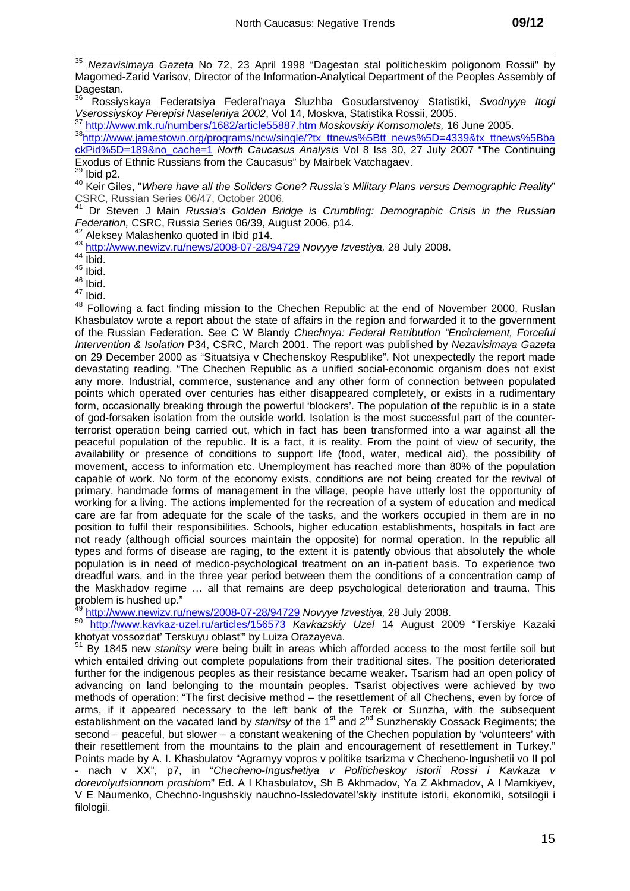[35] *Nezavisimaya Gazeta* No 72, 23 April 1998 "Dagestan stal politicheskim poligonom Rossii" by Magomed-Zarid Varisov, Director of the Information-Analytical Department of the Peoples Assembly of Dagestan.

[36] Rossiyskaya Federatsiya Federal'naya Sluzhba Gosudarstvenoy Statistiki, *Svodnyye Itogi Vserossiyskoy Perepisi Naseleniya 2002*, Vol 14, Moskva, Statistika Rossii, 2005.

[37] http://www.mk.ru/numbers/1682/article55887.htm *Moskovskiy Komsomolets,* 16 June 2005.

[38] http://www.jamestown.org/programs/ncw/single/?tx_ttnews%5Btt_news%5D=4339&tx_ttnews%5BbackPid%5D=189&no_cache=1 *North Caucasus Analysis* Vol 8 Iss 30, 27 July 2007 "The Continuing Exodus of Ethnic Russians from the Caucasus" by Mairbek Vatchagaev.

[39] Ibid p2.

[40] Keir Giles, "*Where have all the Soliders Gone? Russia's Military Plans versus Demographic Reality*" CSRC, Russian Series 06/47, October 2006.

[41] Dr Steven J Main *Russia's Golden Bridge is Crumbling: Demographic Crisis in the Russian Federation,* CSRC, Russia Series 06/39, August 2006, p14.

[42] Aleksey Malashenko quoted in Ibid p14.

[43] http://www.newizv.ru/news/2008-07-28/94729 *Novyye Izvestiya,* 28 July 2008.

[44] Ibid.

[45] Ibid.

[46] Ibid.

[47] Ibid.

[48] Following a fact finding mission to the Chechen Republic at the end of November 2000, Ruslan Khasbulatov wrote a report about the state of affairs in the region and forwarded it to the government of the Russian Federation. See C W Blandy *Chechnya: Federal Retribution "Encirclement, Forceful Intervention & Isolation* P34, CSRC, March 2001. The report was published by *Nezavisimaya Gazeta* on 29 December 2000 as "Situatsiya v Chechenskoy Respublike". Not unexpectedly the report made devastating reading. "The Chechen Republic as a unified social-economic organism does not exist any more. Industrial, commerce, sustenance and any other form of connection between populated points which operated over centuries has either disappeared completely, or exists in a rudimentary form, occasionally breaking through the powerful 'blockers'. The population of the republic is in a state of god-forsaken isolation from the outside world. Isolation is the most successful part of the counter-terrorist operation being carried out, which in fact has been transformed into a war against all the peaceful population of the republic. It is a fact, it is reality. From the point of view of security, the availability or presence of conditions to support life (food, water, medical aid), the possibility of movement, access to information etc. Unemployment has reached more than 80% of the population capable of work. No form of the economy exists, conditions are not being created for the revival of primary, handmade forms of management in the village, people have utterly lost the opportunity of working for a living. The actions implemented for the recreation of a system of education and medical care are far from adequate for the scale of the tasks, and the workers occupied in them are in no position to fulfil their responsibilities. Schools, higher education establishments, hospitals in fact are not ready (although official sources maintain the opposite) for normal operation. In the republic all types and forms of disease are raging, to the extent it is patently obvious that absolutely the whole population is in need of medico-psychological treatment on an in-patient basis. To experience two dreadful wars, and in the three year period between them the conditions of a concentration camp of the Maskhadov regime … all that remains are deep psychological deterioration and trauma. This problem is hushed up."

[49] http://www.newizv.ru/news/2008-07-28/94729 *Novyye Izvestiya,* 28 July 2008.

[50] http://www.kavkaz-uzel.ru/articles/156573 *Kavkazskiy Uzel* 14 August 2009 "Terskiye Kazaki khotyat vossozdat' Terskuyu oblast'" by Luiza Orazayeva.

[51] By 1845 new *stanitsy* were being built in areas which afforded access to the most fertile soil but which entailed driving out complete populations from their traditional sites. The position deteriorated further for the indigenous peoples as their resistance became weaker. Tsarism had an open policy of advancing on land belonging to the mountain peoples. Tsarist objectives were achieved by two methods of operation: "The first decisive method – the resettlement of all Chechens, even by force of arms, if it appeared necessary to the left bank of the Terek or Sunzha, with the subsequent establishment on the vacated land by *stanitsy* of the 1st and 2nd Sunzhenskiy Cossack Regiments; the second – peaceful, but slower – a constant weakening of the Chechen population by 'volunteers' with their resettlement from the mountains to the plain and encouragement of resettlement in Turkey." Points made by A. I. Khasbulatov "Agrarnyy vopros v politike tsarizma v Checheno-Ingushetii vo II pol - nach v XX", p7, in "*Checheno-Ingushetiya v Politicheskoy istorii Rossi i Kavkaza v dorevolyutsionnom proshlom*" Ed. A I Khasbulatov, Sh B Akhmadov, Ya Z Akhmadov, A I Mamkiyev, V E Naumenko, Chechno-Ingushskiy nauchno-Issledovatel'skiy institute istorii, ekonomiki, sotsilogii i filologii.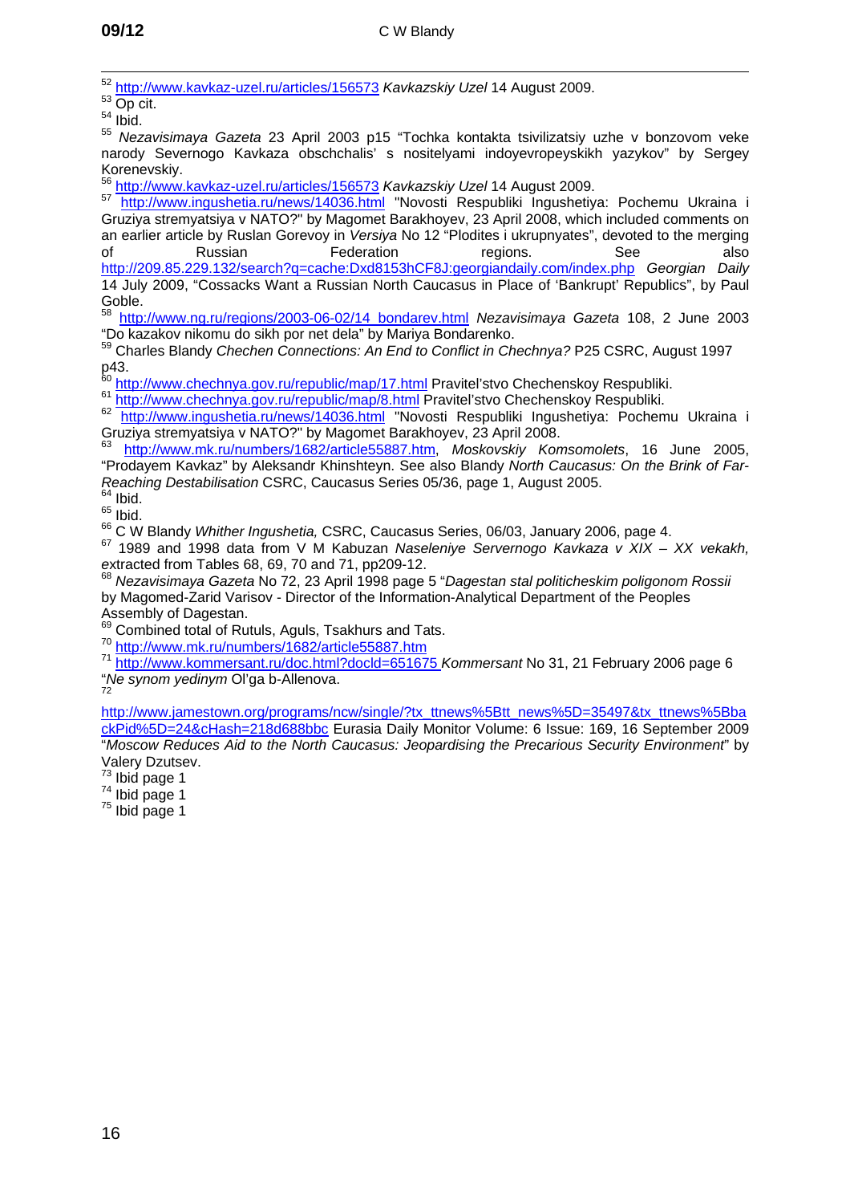[52] http://www.kavkaz-uzel.ru/articles/156573 *Kavkazskiy Uzel* 14 August 2009.

[53] Op cit.

[54] Ibid.

[55] *Nezavisimaya Gazeta* 23 April 2003 p15 "Tochka kontakta tsivilizatsiy uzhe v bonzovom veke narody Severnogo Kavkaza obschchalis' s nositelyami indoyevropeyskikh yazykov" by Sergey Korenevskiy.

[56] http://www.kavkaz-uzel.ru/articles/156573 *Kavkazskiy Uzel* 14 August 2009.

[57] http://www.ingushetia.ru/news/14036.html "Novosti Respubliki Ingushetiya: Pochemu Ukraina i Gruziya stremyatsiya v NATO?" by Magomet Barakhoyev, 23 April 2008, which included comments on an earlier article by Ruslan Gorevoy in *Versiya* No 12 "Plodites i ukrupnyates", devoted to the merging of Russian Federation regions. See also http://209.85.229.132/search?q=cache:Dxd8153hCF8J:georgiandaily.com/index.php *Georgian Daily* 14 July 2009, "Cossacks Want a Russian North Caucasus in Place of 'Bankrupt' Republics", by Paul Goble.

[58] http://www.ng.ru/regions/2003-06-02/14_bondarev.html *Nezavisimaya Gazeta* 108, 2 June 2003 "Do kazakov nikomu do sikh por net dela" by Mariya Bondarenko.

[59] Charles Blandy *Chechen Connections: An End to Conflict in Chechnya?* P25 CSRC, August 1997 p43.

[60] http://www.chechnya.gov.ru/republic/map/17.html Pravitel'stvo Chechenskoy Respubliki.

[61] http://www.chechnya.gov.ru/republic/map/8.html Pravitel'stvo Chechenskoy Respubliki.

[62] http://www.ingushetia.ru/news/14036.html "Novosti Respubliki Ingushetiya: Pochemu Ukraina i Gruziya stremyatsiya v NATO?" by Magomet Barakhoyev, 23 April 2008.

[63] http://www.mk.ru/numbers/1682/article55887.htm, *Moskovskiy Komsomolets*, 16 June 2005, "Prodayem Kavkaz" by Aleksandr Khinshteyn. See also Blandy *North Caucasus: On the Brink of Far-Reaching Destabilisation* CSRC, Caucasus Series 05/36, page 1, August 2005.

[64] Ibid.

[65] Ibid.

[66] C W Blandy *Whither Ingushetia,* CSRC, Caucasus Series, 06/03, January 2006, page 4.

[67] 1989 and 1998 data from V M Kabuzan *Naseleniye Servernogo Kavkaza v XIX – XX vekakh,* extracted from Tables 68, 69, 70 and 71, pp209-12.

[68] *Nezavisimaya Gazeta* No 72, 23 April 1998 page 5 "*Dagestan stal politicheskim poligonom Rossii* by Magomed-Zarid Varisov - Director of the Information-Analytical Department of the Peoples Assembly of Dagestan.

[69] Combined total of Rutuls, Aguls, Tsakhurs and Tats.

[70] http://www.mk.ru/numbers/1682/article55887.htm

[71] http://www.kommersant.ru/doc.html?docId=651675 *Kommersant* No 31, 21 February 2006 page 6 "*Ne synom yedinym* Ol'ga b-Allenova.

[72] http://www.jamestown.org/programs/ncw/single/?tx_ttnews%5Btt_news%5D=35497&tx_ttnews%5BbackPid%5D=24&cHash=218d688bbc Eurasia Daily Monitor Volume: 6 Issue: 169, 16 September 2009 "*Moscow Reduces Aid to the North Caucasus: Jeopardising the Precarious Security Environment*" by Valery Dzutsev.

[73] Ibid page 1

[74] Ibid page 1

[75] Ibid page 1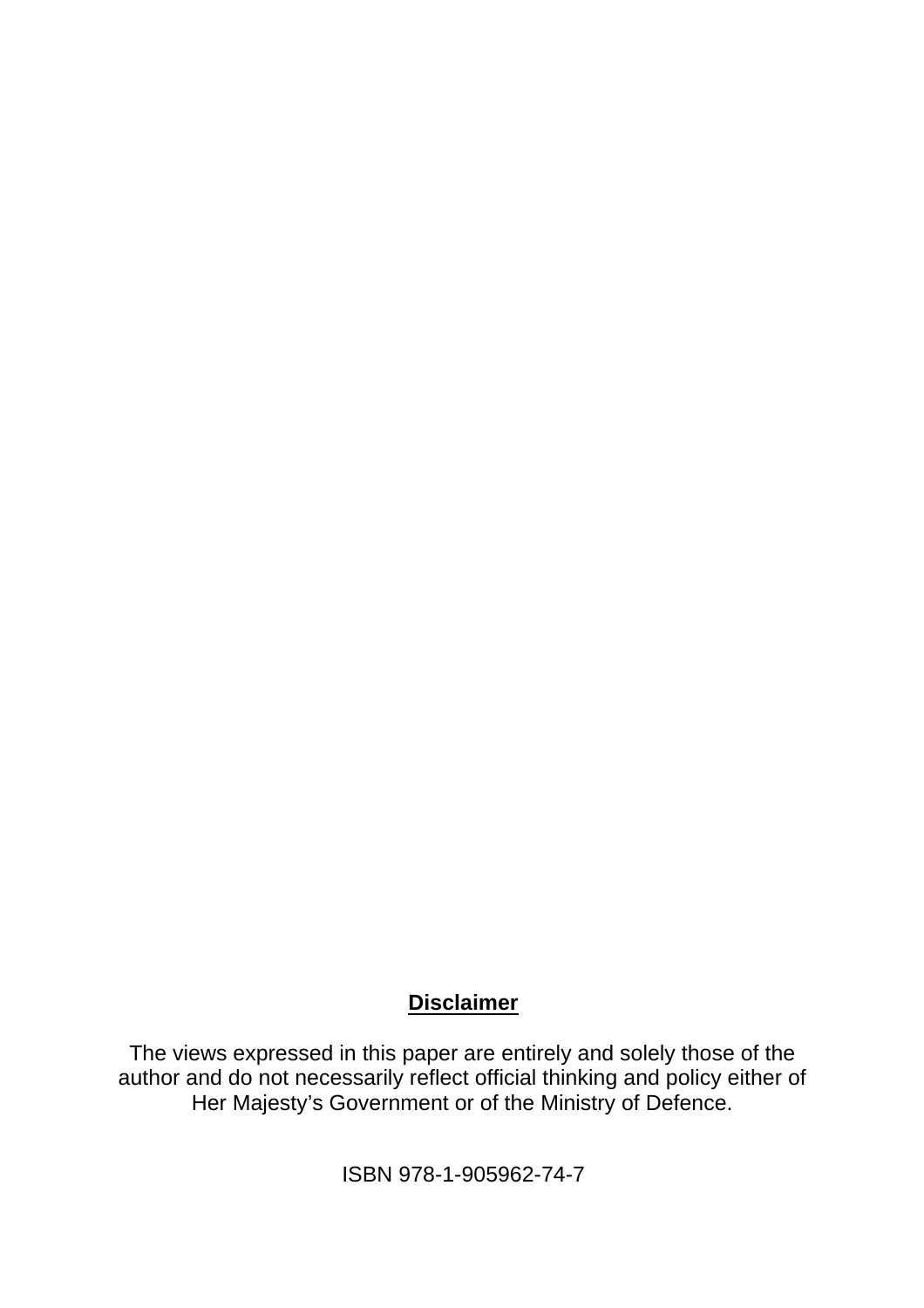**Disclaimer**

The views expressed in this paper are entirely and solely those of the author and do not necessarily reflect official thinking and policy either of Her Majesty's Government or of the Ministry of Defence.

ISBN 978-1-905962-74-7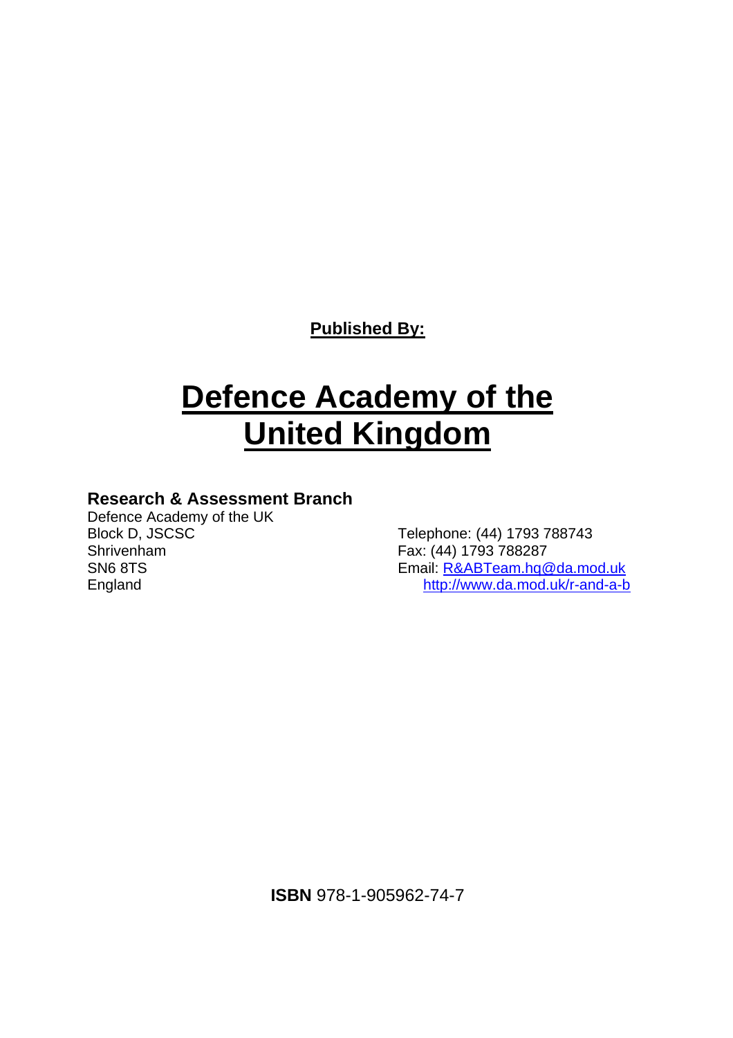**Published By:**

# Defence Academy of the United Kingdom

### Research & Assessment Branch

Defence Academy of the UK
Block D, JSCSC
Shrivenham
SN6 8TS
England

Telephone: (44) 1793 788743
Fax: (44) 1793 788287
Email: R&ABTeam.hq@da.mod.uk
http://www.da.mod.uk/r-and-a-b

**ISBN** 978-1-905962-74-7